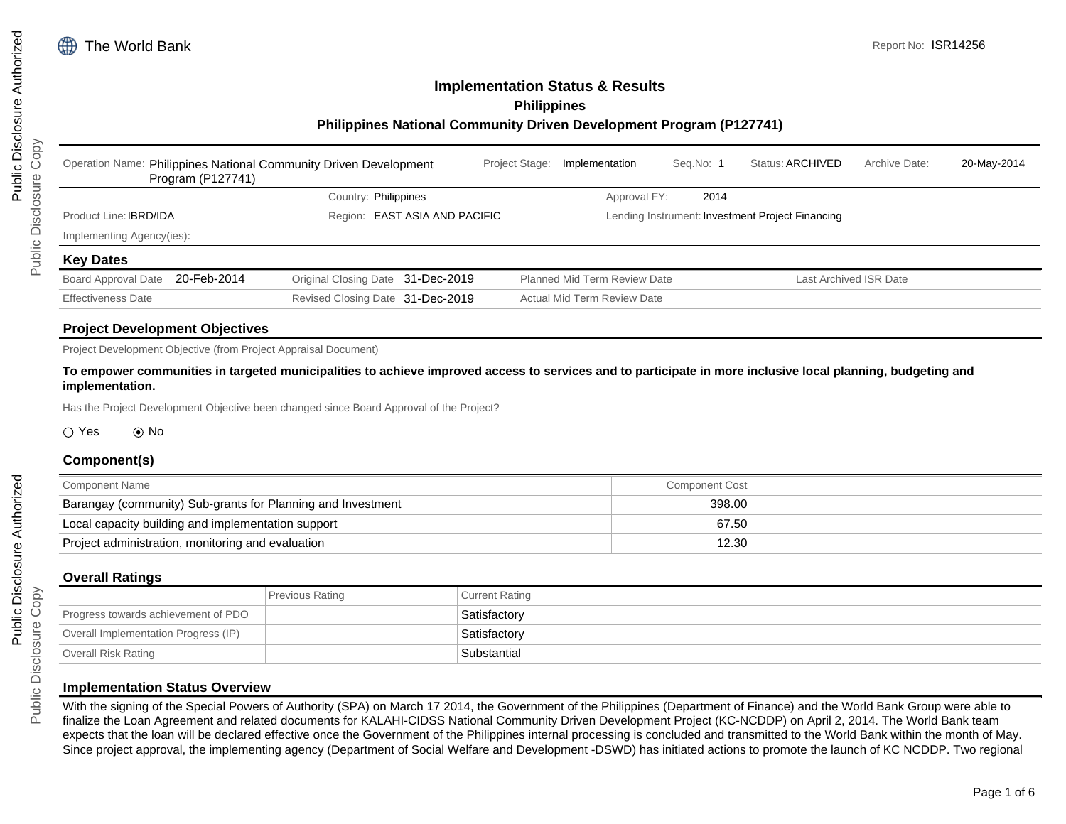The World Bank

Report No: ISR14256

# Implementation Status & Results
## Philippines
## Philippines National Community Driven Development Program (P127741)

| Operation Name: Philippines National Community Driven Development Program (P127741) | Project Stage: Implementation | Seq.No: 1 | Status: ARCHIVED | Archive Date: 20-May-2014 |
|---|---|---|---|---|
| | Country: Philippines | Approval FY: 2014 | | |
| Product Line: IBRD/IDA | Region: EAST ASIA AND PACIFIC | Lending Instrument: Investment Project Financing | | |
| Implementing Agency(ies): | | | | |

### Key Dates

| | | | | | | |
|---|---|---|---|---|---|---|
| Board Approval Date | 20-Feb-2014 | Original Closing Date | 31-Dec-2019 | Planned Mid Term Review Date | | Last Archived ISR Date |
| Effectiveness Date | | Revised Closing Date | 31-Dec-2019 | Actual Mid Term Review Date | | |

### Project Development Objectives

Project Development Objective (from Project Appraisal Document)

**To empower communities in targeted municipalities to achieve improved access to services and to participate in more inclusive local planning, budgeting and implementation.**

Has the Project Development Objective been changed since Board Approval of the Project?

○ Yes ⦿ No

### Component(s)

| Component Name | Component Cost |
|---|---|
| Barangay (community) Sub-grants for Planning and Investment | 398.00 |
| Local capacity building and implementation support | 67.50 |
| Project administration, monitoring and evaluation | 12.30 |

### Overall Ratings

| | Previous Rating | Current Rating |
|---|---|---|
| Progress towards achievement of PDO | | Satisfactory |
| Overall Implementation Progress (IP) | | Satisfactory |
| Overall Risk Rating | | Substantial |

### Implementation Status Overview

With the signing of the Special Powers of Authority (SPA) on March 17 2014, the Government of the Philippines (Department of Finance) and the World Bank Group were able to finalize the Loan Agreement and related documents for KALAHI-CIDSS National Community Driven Development Project (KC-NCDDP) on April 2, 2014. The World Bank team expects that the loan will be declared effective once the Government of the Philippines internal processing is concluded and transmitted to the World Bank within the month of May. Since project approval, the implementing agency (Department of Social Welfare and Development -DSWD) has initiated actions to promote the launch of KC NCDDP. Two regional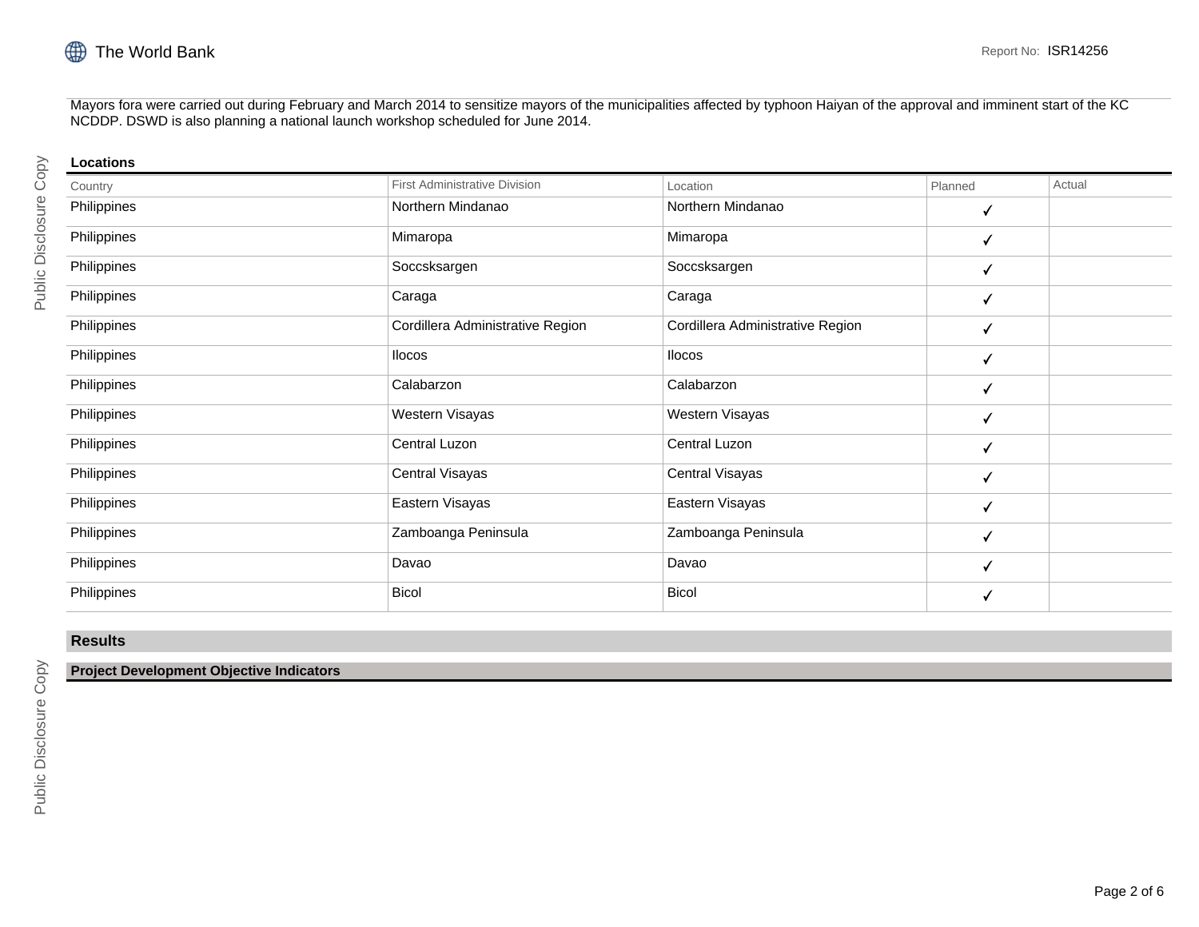Mayors fora were carried out during February and March 2014 to sensitize mayors of the municipalities affected by typhoon Haiyan of the approval and imminent start of the KC NCDDP. DSWD is also planning a national launch workshop scheduled for June 2014.

### Locations

| Country | First Administrative Division | Location | Planned | Actual |
|---|---|---|---|---|
| Philippines | Northern Mindanao | Northern Mindanao | ✓ | |
| Philippines | Mimaropa | Mimaropa | ✓ | |
| Philippines | Soccsksargen | Soccsksargen | ✓ | |
| Philippines | Caraga | Caraga | ✓ | |
| Philippines | Cordillera Administrative Region | Cordillera Administrative Region | ✓ | |
| Philippines | Ilocos | Ilocos | ✓ | |
| Philippines | Calabarzon | Calabarzon | ✓ | |
| Philippines | Western Visayas | Western Visayas | ✓ | |
| Philippines | Central Luzon | Central Luzon | ✓ | |
| Philippines | Central Visayas | Central Visayas | ✓ | |
| Philippines | Eastern Visayas | Eastern Visayas | ✓ | |
| Philippines | Zamboanga Peninsula | Zamboanga Peninsula | ✓ | |
| Philippines | Davao | Davao | ✓ | |
| Philippines | Bicol | Bicol | ✓ | |

## Results

### Project Development Objective Indicators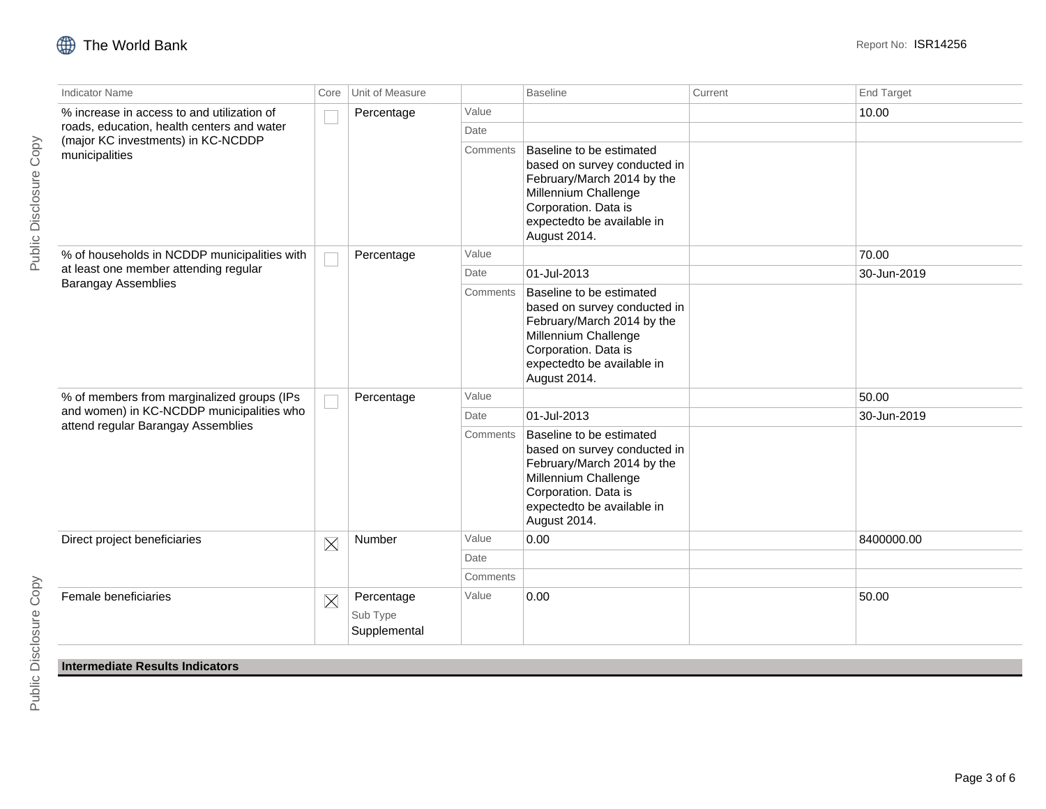| Indicator Name | Core | Unit of Measure | | Baseline | Current | End Target |
|---|---|---|---|---|---|---|
| % increase in access to and utilization of roads, education, health centers and water (major KC investments) in KC-NCDDP municipalities | ☐ | Percentage | Value | | | 10.00 |
| | | | Date | | | |
| | | | Comments | Baseline to be estimated based on survey conducted in February/March 2014 by the Millennium Challenge Corporation. Data is expectedto be available in August 2014. | | |
| % of households in NCDDP municipalities with at least one member attending regular Barangay Assemblies | ☐ | Percentage | Value | | | 70.00 |
| | | | Date | 01-Jul-2013 | | 30-Jun-2019 |
| | | | Comments | Baseline to be estimated based on survey conducted in February/March 2014 by the Millennium Challenge Corporation. Data is expectedto be available in August 2014. | | |
| % of members from marginalized groups (IPs and women) in KC-NCDDP municipalities who attend regular Barangay Assemblies | ☐ | Percentage | Value | | | 50.00 |
| | | | Date | 01-Jul-2013 | | 30-Jun-2019 |
| | | | Comments | Baseline to be estimated based on survey conducted in February/March 2014 by the Millennium Challenge Corporation. Data is expectedto be available in August 2014. | | |
| Direct project beneficiaries | ☒ | Number | Value | 0.00 | | 8400000.00 |
| | | | Date | | | |
| | | | Comments | | | |
| Female beneficiaries | ☒ | Percentage<br>Sub Type<br>Supplemental | Value | 0.00 | | 50.00 |

**Intermediate Results Indicators**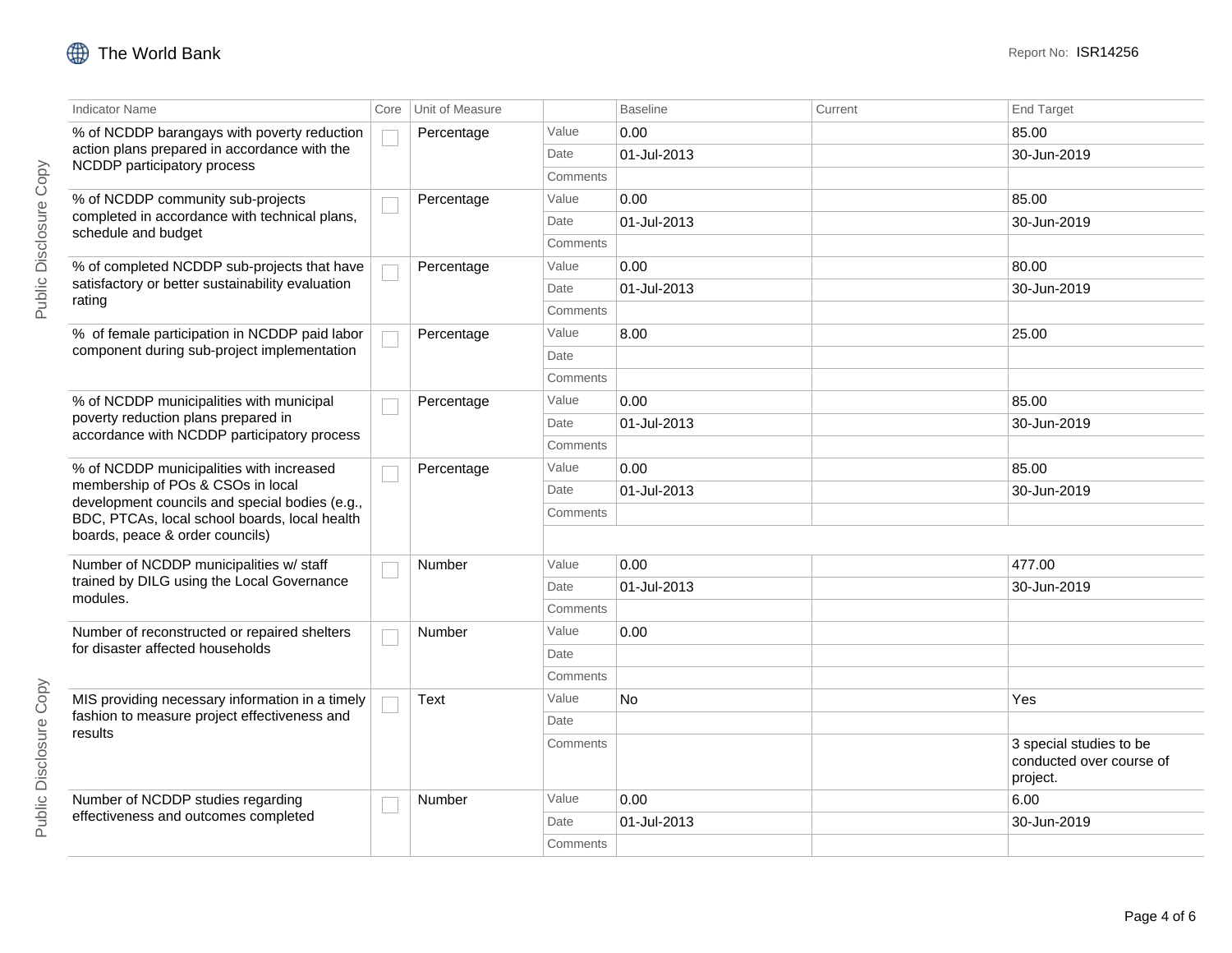| Indicator Name | Core | Unit of Measure | | Baseline | Current | End Target |
|---|---|---|---|---|---|---|
| % of NCDDP barangays with poverty reduction action plans prepared in accordance with the NCDDP participatory process | ☐ | Percentage | Value | 0.00 | | 85.00 |
| | | | Date | 01-Jul-2013 | | 30-Jun-2019 |
| | | | Comments | | | |
| % of NCDDP community sub-projects completed in accordance with technical plans, schedule and budget | ☐ | Percentage | Value | 0.00 | | 85.00 |
| | | | Date | 01-Jul-2013 | | 30-Jun-2019 |
| | | | Comments | | | |
| % of completed NCDDP sub-projects that have satisfactory or better sustainability evaluation rating | ☐ | Percentage | Value | 0.00 | | 80.00 |
| | | | Date | 01-Jul-2013 | | 30-Jun-2019 |
| | | | Comments | | | |
| % of female participation in NCDDP paid labor component during sub-project implementation | ☐ | Percentage | Value | 8.00 | | 25.00 |
| | | | Date | | | |
| | | | Comments | | | |
| % of NCDDP municipalities with municipal poverty reduction plans prepared in accordance with NCDDP participatory process | ☐ | Percentage | Value | 0.00 | | 85.00 |
| | | | Date | 01-Jul-2013 | | 30-Jun-2019 |
| | | | Comments | | | |
| % of NCDDP municipalities with increased membership of POs & CSOs in local development councils and special bodies (e.g., BDC, PTCAs, local school boards, local health boards, peace & order councils) | ☐ | Percentage | Value | 0.00 | | 85.00 |
| | | | Date | 01-Jul-2013 | | 30-Jun-2019 |
| | | | Comments | | | |
| Number of NCDDP municipalities w/ staff trained by DILG using the Local Governance modules. | ☐ | Number | Value | 0.00 | | 477.00 |
| | | | Date | 01-Jul-2013 | | 30-Jun-2019 |
| | | | Comments | | | |
| Number of reconstructed or repaired shelters for disaster affected households | ☐ | Number | Value | 0.00 | | |
| | | | Date | | | |
| | | | Comments | | | |
| MIS providing necessary information in a timely fashion to measure project effectiveness and results | ☐ | Text | Value | No | | Yes |
| | | | Date | | | |
| | | | Comments | | | 3 special studies to be conducted over course of project. |
| Number of NCDDP studies regarding effectiveness and outcomes completed | ☐ | Number | Value | 0.00 | | 6.00 |
| | | | Date | 01-Jul-2013 | | 30-Jun-2019 |
| | | | Comments | | | |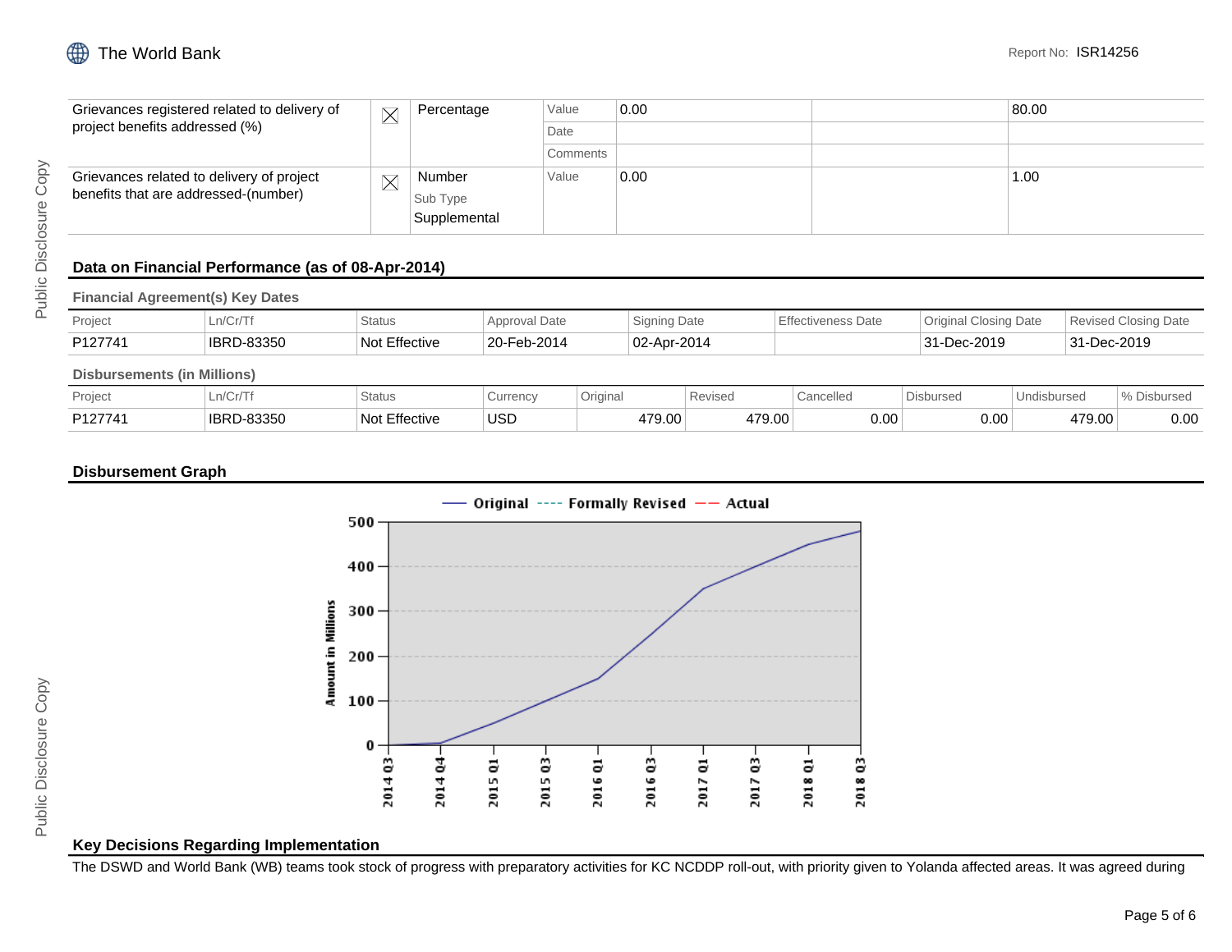| | | | | | | |
|---|---|---|---|---|---|---|
| Grievances registered related to delivery of project benefits addressed (%) | ☒ | Percentage | Value | 0.00 | | 80.00 |
| | | | Date | | | |
| | | | Comments | | | |
| Grievances related to delivery of project benefits that are addressed-(number) | ☒ | Number<br>Sub Type<br>Supplemental | Value | 0.00 | | 1.00 |

## Data on Financial Performance (as of 08-Apr-2014)

### Financial Agreement(s) Key Dates

| Project | Ln/Cr/Tf | Status | Approval Date | Signing Date | Effectiveness Date | Original Closing Date | Revised Closing Date |
|---|---|---|---|---|---|---|---|
| P127741 | IBRD-83350 | Not Effective | 20-Feb-2014 | 02-Apr-2014 | | 31-Dec-2019 | 31-Dec-2019 |

### Disbursements (in Millions)

| Project | Ln/Cr/Tf | Status | Currency | Original | Revised | Cancelled | Disbursed | Undisbursed | % Disbursed |
|---|---|---|---|---|---|---|---|---|---|
| P127741 | IBRD-83350 | Not Effective | USD | 479.00 | 479.00 | 0.00 | 0.00 | 479.00 | 0.00 |

## Disbursement Graph

## Key Decisions Regarding Implementation

The DSWD and World Bank (WB) teams took stock of progress with preparatory activities for KC NCDDP roll-out, with priority given to Yolanda affected areas. It was agreed during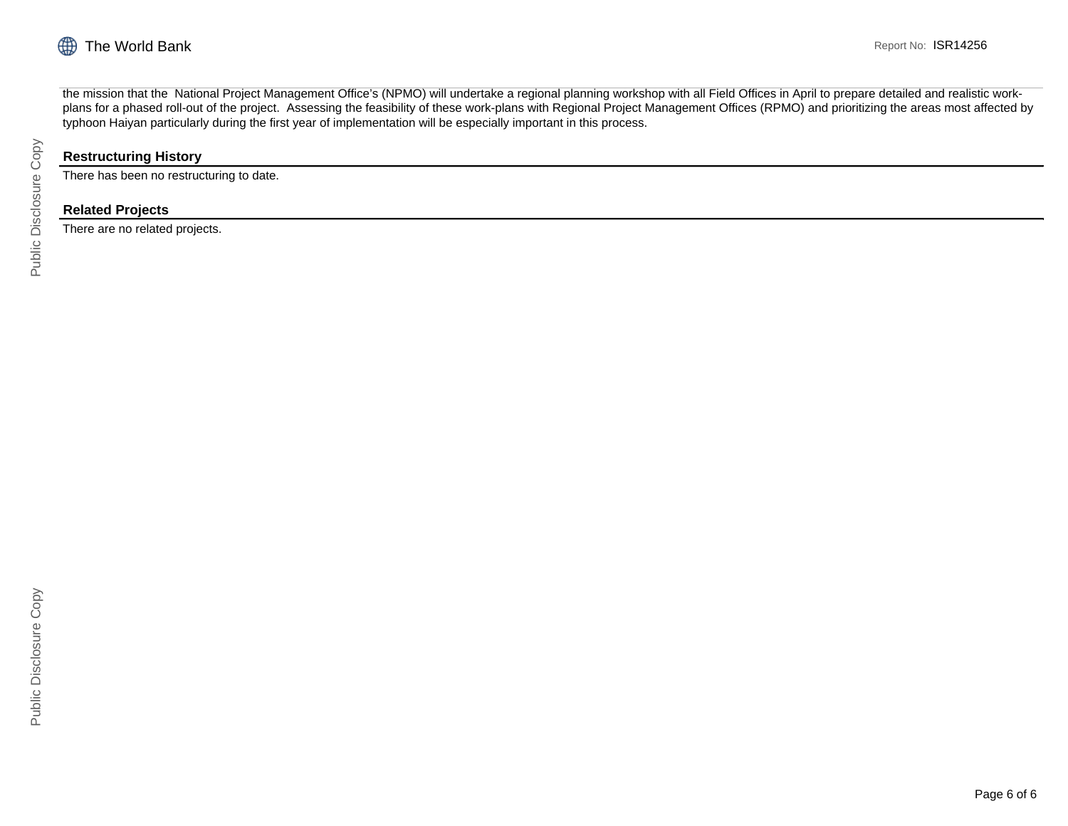the mission that the National Project Management Office's (NPMO) will undertake a regional planning workshop with all Field Offices in April to prepare detailed and realistic work-plans for a phased roll-out of the project. Assessing the feasibility of these work-plans with Regional Project Management Offices (RPMO) and prioritizing the areas most affected by typhoon Haiyan particularly during the first year of implementation will be especially important in this process.

## Restructuring History

There has been no restructuring to date.

## Related Projects

There are no related projects.